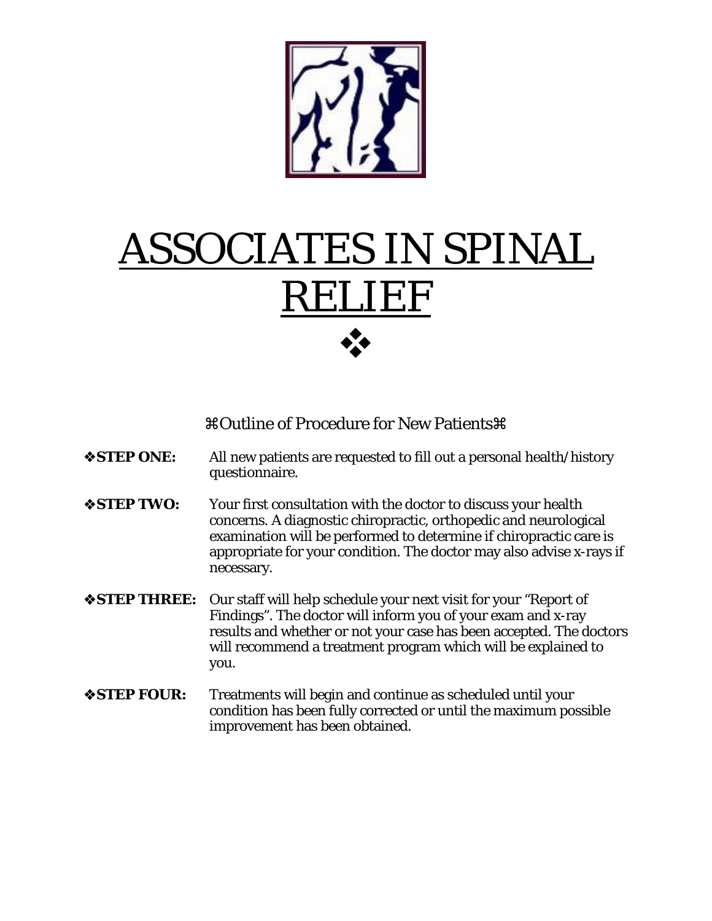# ASSOCIATES IN SPINAL RELIEF

❖

## ⌘Outline of Procedure for New Patients⌘

❖**STEP ONE:** All new patients are requested to fill out a personal health/history questionnaire.

❖**STEP TWO:** Your first consultation with the doctor to discuss your health concerns. A diagnostic chiropractic, orthopedic and neurological examination will be performed to determine if chiropractic care is appropriate for your condition. The doctor may also advise x-rays if necessary.

❖**STEP THREE:** Our staff will help schedule your next visit for your "Report of Findings". The doctor will inform you of your exam and x-ray results and whether or not your case has been accepted. The doctors will recommend a treatment program which will be explained to you.

❖**STEP FOUR:** Treatments will begin and continue as scheduled until your condition has been fully corrected or until the maximum possible improvement has been obtained.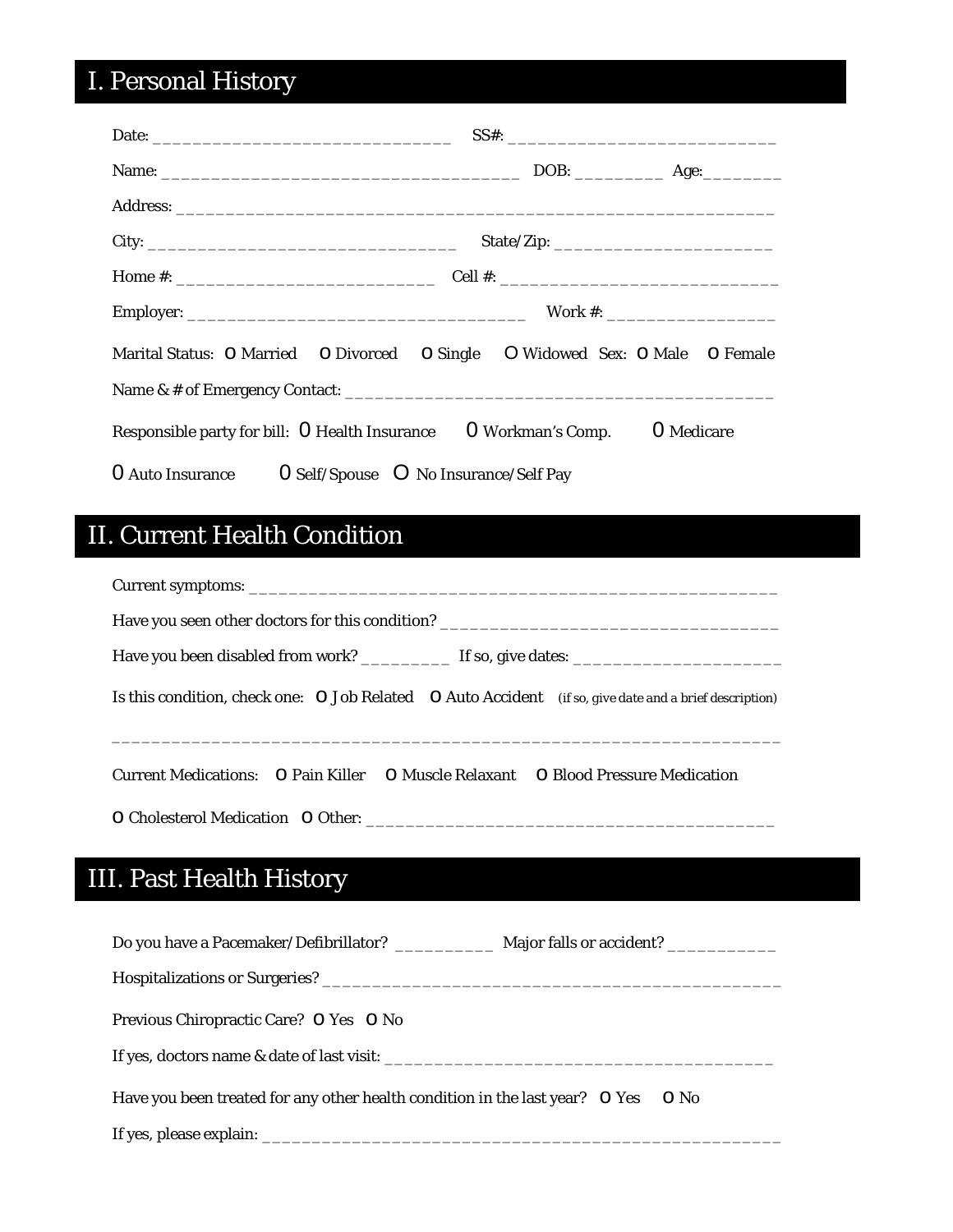## I. Personal History

Date: ______________________________ SS#: __________________________

Name: ____________________________________ DOB: _________ Age:________

Address: ____________________________________________________________

City: ______________________________ State/Zip: ______________________

Home #: __________________________ Cell #: ___________________________

Employer: _________________________________ Work #: _________________

Marital Status: O Married O Divorced O Single O Widowed Sex: O Male O Female

Name & # of Emergency Contact: ________________________________________

Responsible party for bill: O Health Insurance O Workman's Comp. O Medicare

O Auto Insurance O Self/Spouse O No Insurance/Self Pay

## II. Current Health Condition

Current symptoms: ____________________________________________________

Have you seen other doctors for this condition? __________________________________

Have you been disabled from work? _________ If so, give dates: ______________________

Is this condition, check one: O Job Related O Auto Accident (if so, give date and a brief description)

_____________________________________________________________________

Current Medications: O Pain Killer O Muscle Relaxant O Blood Pressure Medication

O Cholesterol Medication O Other: ________________________________________

## III. Past Health History

Do you have a Pacemaker/Defibrillator? __________ Major falls or accident? ___________

Hospitalizations or Surgeries? _______________________________________________

Previous Chiropractic Care? O Yes O No

If yes, doctors name & date of last visit: _____________________________________

Have you been treated for any other health condition in the last year? O Yes O No

If yes, please explain: _____________________________________________________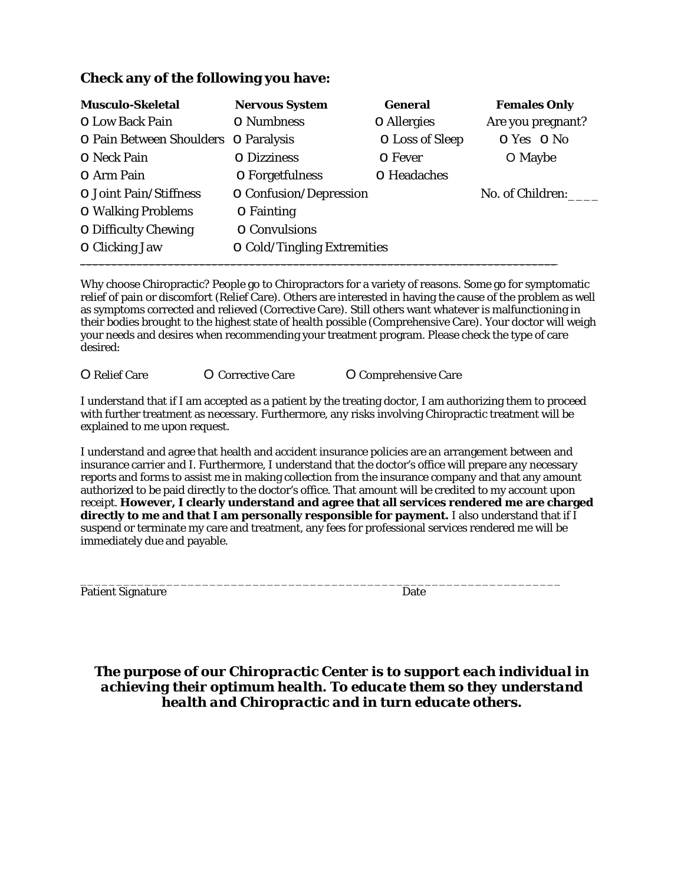**Check any of the following you have:**

| Musculo-Skeletal | Nervous System | General | Females Only |
|---|---|---|---|
| O Low Back Pain | O Numbness | O Allergies | Are you pregnant? |
| O Pain Between Shoulders | O Paralysis | O Loss of Sleep | O Yes O No |
| O Neck Pain | O Dizziness | O Fever | O Maybe |
| O Arm Pain | O Forgetfulness | O Headaches | |
| O Joint Pain/Stiffness | O Confusion/Depression | | No. of Children:____ |
| O Walking Problems | O Fainting | | |
| O Difficulty Chewing | O Convulsions | | |
| O Clicking Jaw | O Cold/Tingling Extremities | | |

---

Why choose Chiropractic? People go to Chiropractors for a variety of reasons. Some go for symptomatic relief of pain or discomfort (Relief Care). Others are interested in having the cause of the problem as well as symptoms corrected and relieved (Corrective Care). Still others want whatever is malfunctioning in their bodies brought to the highest state of health possible (Comprehensive Care). Your doctor will weigh your needs and desires when recommending your treatment program. Please check the type of care desired:

O Relief Care O Corrective Care O Comprehensive Care

I understand that if I am accepted as a patient by the treating doctor, I am authorizing them to proceed with further treatment as necessary. Furthermore, any risks involving Chiropractic treatment will be explained to me upon request.

I understand and agree that health and accident insurance policies are an arrangement between and insurance carrier and I. Furthermore, I understand that the doctor's office will prepare any necessary reports and forms to assist me in making collection from the insurance company and that any amount authorized to be paid directly to the doctor's office. That amount will be credited to my account upon receipt. **However, I clearly understand and agree that all services rendered me are charged directly to me and that I am personally responsible for payment.** I also understand that if I suspend or terminate my care and treatment, any fees for professional services rendered me will be immediately due and payable.

______________________________________________________________________

Patient Signature Date

***The purpose of our Chiropractic Center is to support each individual in achieving their optimum health. To educate them so they understand health and Chiropractic and in turn educate others.***